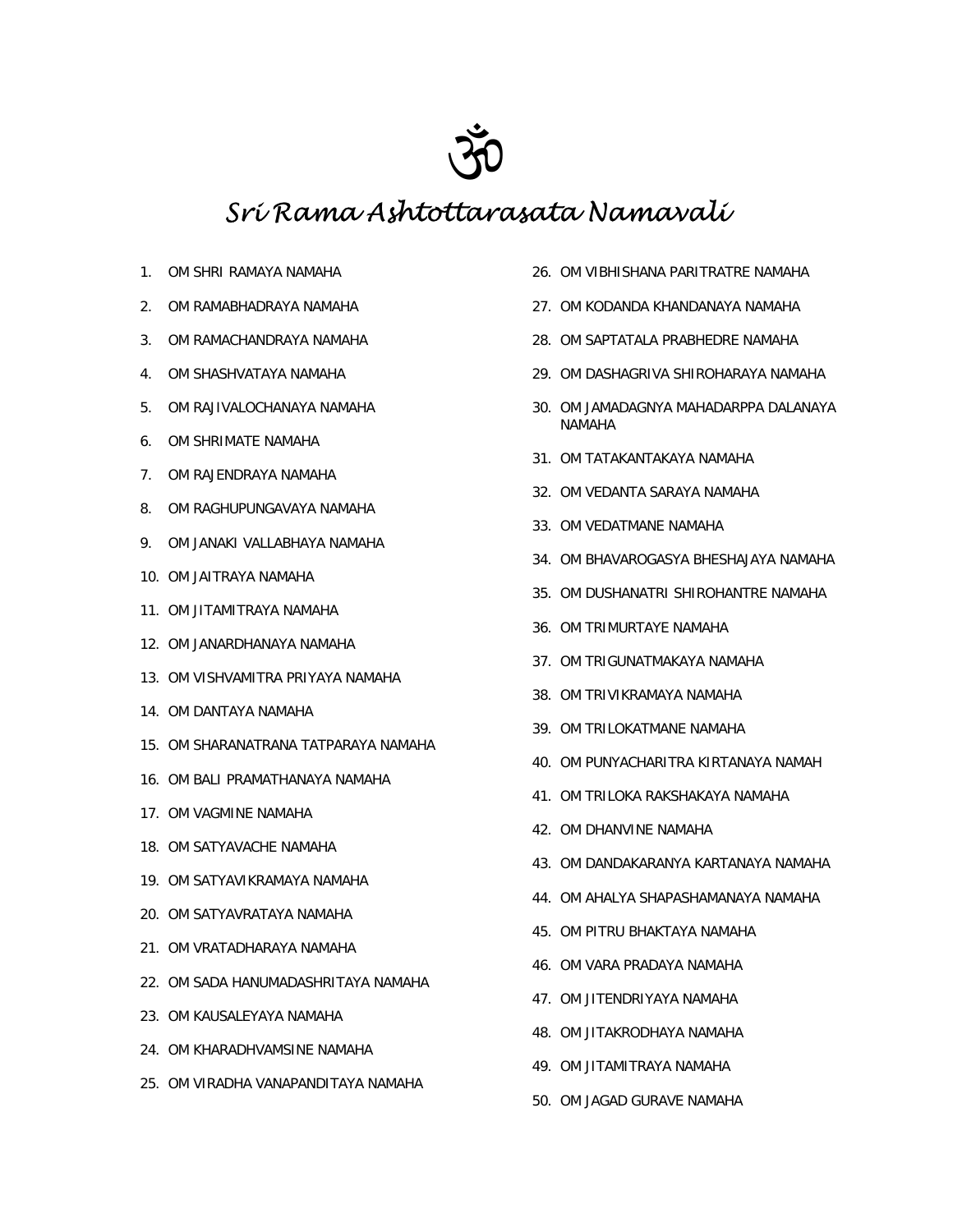ॐ

# Sri Rama Ashtottarasata Namavali

1. OM SHRI RAMAYA NAMAHA
2. OM RAMABHADRAYA NAMAHA
3. OM RAMACHANDRAYA NAMAHA
4. OM SHASHVATAYA NAMAHA
5. OM RAJIVALOCHANAYA NAMAHA
6. OM SHRIMATE NAMAHA
7. OM RAJENDRAYA NAMAHA
8. OM RAGHUPUNGAVAYA NAMAHA
9. OM JANAKI VALLABHAYA NAMAHA
10. OM JAITRAYA NAMAHA
11. OM JITAMITRAYA NAMAHA
12. OM JANARDHANAYA NAMAHA
13. OM VISHVAMITRA PRIYAYA NAMAHA
14. OM DANTAYA NAMAHA
15. OM SHARANATRANA TATPARAYA NAMAHA
16. OM BALI PRAMATHANAYA NAMAHA
17. OM VAGMINE NAMAHA
18. OM SATYAVACHE NAMAHA
19. OM SATYAVIKRAMAYA NAMAHA
20. OM SATYAVRATAYA NAMAHA
21. OM VRATADHARAYA NAMAHA
22. OM SADA HANUMADASHRITAYA NAMAHA
23. OM KAUSALEYAYA NAMAHA
24. OM KHARADHVAMSINE NAMAHA
25. OM VIRADHA VANAPANDITAYA NAMAHA
26. OM VIBHISHANA PARITRATRE NAMAHA
27. OM KODANDA KHANDANAYA NAMAHA
28. OM SAPTATALA PRABHEDRE NAMAHA
29. OM DASHAGRIVA SHIROHARAYA NAMAHA
30. OM JAMADAGNYA MAHADARPPA DALANAYA NAMAHA
31. OM TATAKANTAKAYA NAMAHA
32. OM VEDANTA SARAYA NAMAHA
33. OM VEDATMANE NAMAHA
34. OM BHAVAROGASYA BHESHAJAYA NAMAHA
35. OM DUSHANATRI SHIROHANTRE NAMAHA
36. OM TRIMURTAYE NAMAHA
37. OM TRIGUNATMAKAYA NAMAHA
38. OM TRIVIKRAMAYA NAMAHA
39. OM TRILOKATMANE NAMAHA
40. OM PUNYACHARITRA KIRTANAYA NAMAH
41. OM TRILOKA RAKSHAKAYA NAMAHA
42. OM DHANVINE NAMAHA
43. OM DANDAKARANYA KARTANAYA NAMAHA
44. OM AHALYA SHAPASHAMANAYA NAMAHA
45. OM PITRU BHAKTAYA NAMAHA
46. OM VARA PRADAYA NAMAHA
47. OM JITENDRIYAYA NAMAHA
48. OM JITAKRODHAYA NAMAHA
49. OM JITAMITRAYA NAMAHA
50. OM JAGAD GURAVE NAMAHA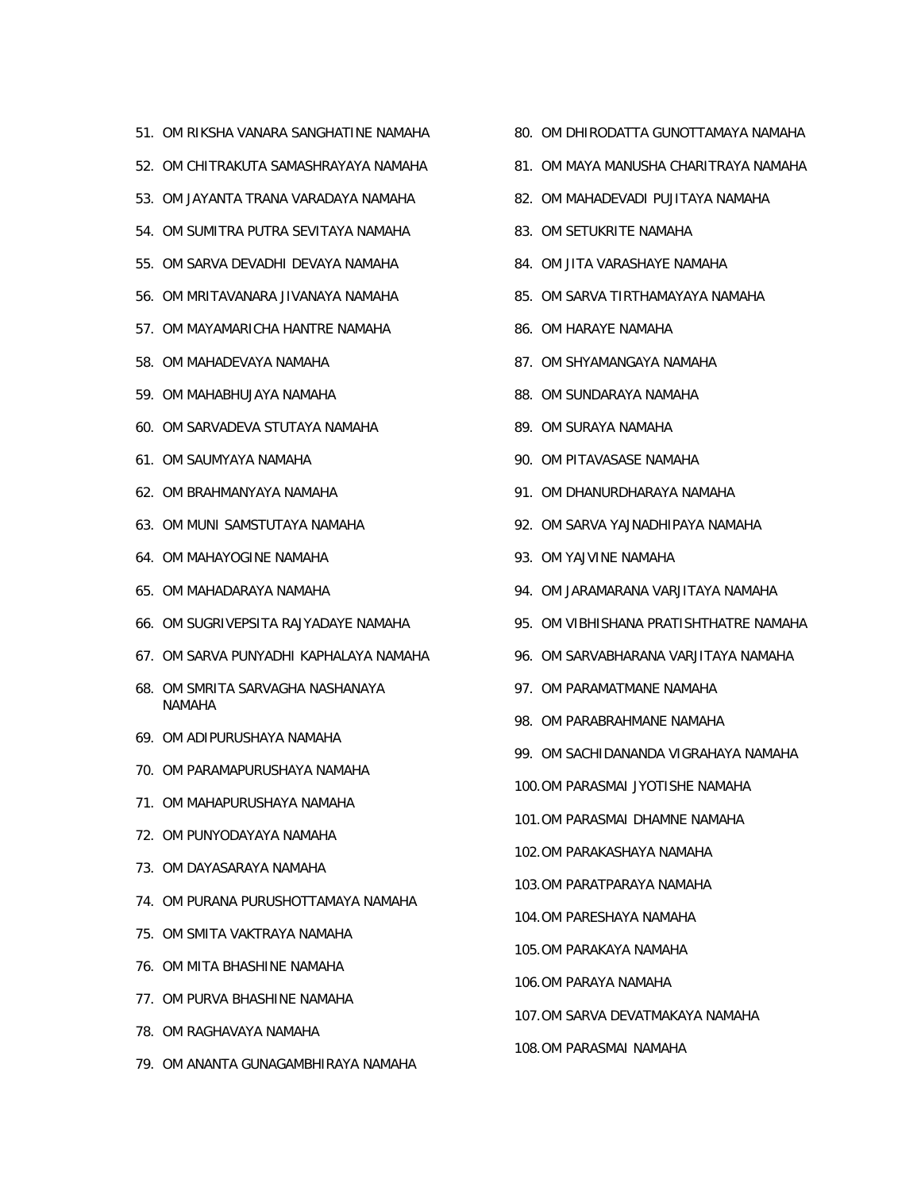51. OM RIKSHA VANARA SANGHATINE NAMAHA
52. OM CHITRAKUTA SAMASHRAYAYA NAMAHA
53. OM JAYANTA TRANA VARADAYA NAMAHA
54. OM SUMITRA PUTRA SEVITAYA NAMAHA
55. OM SARVA DEVADHI DEVAYA NAMAHA
56. OM MRITAVANARA JIVANAYA NAMAHA
57. OM MAYAMARICHA HANTRE NAMAHA
58. OM MAHADEVAYA NAMAHA
59. OM MAHABHUJAYA NAMAHA
60. OM SARVADEVA STUTAYA NAMAHA
61. OM SAUMYAYA NAMAHA
62. OM BRAHMANYAYA NAMAHA
63. OM MUNI SAMSTUTAYA NAMAHA
64. OM MAHAYOGINE NAMAHA
65. OM MAHADARAYA NAMAHA
66. OM SUGRIVEPSITA RAJYADAYE NAMAHA
67. OM SARVA PUNYADHI KAPHALAYA NAMAHA
68. OM SMRITA SARVAGHA NASHANAYA NAMAHA
69. OM ADIPURUSHAYA NAMAHA
70. OM PARAMAPURUSHAYA NAMAHA
71. OM MAHAPURUSHAYA NAMAHA
72. OM PUNYODAYAYA NAMAHA
73. OM DAYASARAYA NAMAHA
74. OM PURANA PURUSHOTTAMAYA NAMAHA
75. OM SMITA VAKTRAYA NAMAHA
76. OM MITA BHASHINE NAMAHA
77. OM PURVA BHASHINE NAMAHA
78. OM RAGHAVAYA NAMAHA
79. OM ANANTA GUNAGAMBHIRAYA NAMAHA
80. OM DHIRODATTA GUNOTTAMAYA NAMAHA
81. OM MAYA MANUSHA CHARITRAYA NAMAHA
82. OM MAHADEVADI PUJITAYA NAMAHA
83. OM SETUKRITE NAMAHA
84. OM JITA VARASHAYE NAMAHA
85. OM SARVA TIRTHAMAYAYA NAMAHA
86. OM HARAYE NAMAHA
87. OM SHYAMANGAYA NAMAHA
88. OM SUNDARAYA NAMAHA
89. OM SURAYA NAMAHA
90. OM PITAVASASE NAMAHA
91. OM DHANURDHARAYA NAMAHA
92. OM SARVA YAJNADHIPAYA NAMAHA
93. OM YAJVINE NAMAHA
94. OM JARAMARANA VARJITAYA NAMAHA
95. OM VIBHISHANA PRATISHTHATRE NAMAHA
96. OM SARVABHARANA VARJITAYA NAMAHA
97. OM PARAMATMANE NAMAHA
98. OM PARABRAHMANE NAMAHA
99. OM SACHIDANANDA VIGRAHAYA NAMAHA
100. OM PARASMAI JYOTISHE NAMAHA
101. OM PARASMAI DHAMNE NAMAHA
102. OM PARAKASHAYA NAMAHA
103. OM PARATPARAYA NAMAHA
104. OM PARESHAYA NAMAHA
105. OM PARAKAYA NAMAHA
106. OM PARAYA NAMAHA
107. OM SARVA DEVATMAKAYA NAMAHA
108. OM PARASMAI NAMAHA